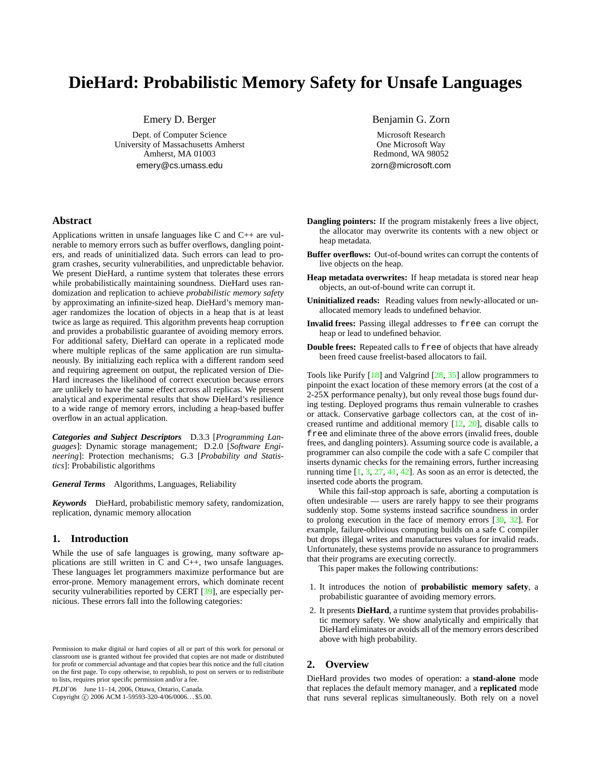# DieHard: Probabilistic Memory Safety for Unsafe Languages

Emery D. Berger
Dept. of Computer Science
University of Massachusetts Amherst
Amherst, MA 01003
emery@cs.umass.edu

Benjamin G. Zorn
Microsoft Research
One Microsoft Way
Redmond, WA 98052
zorn@microsoft.com

## Abstract

Applications written in unsafe languages like C and C++ are vulnerable to memory errors such as buffer overflows, dangling pointers, and reads of uninitialized data. Such errors can lead to program crashes, security vulnerabilities, and unpredictable behavior. We present DieHard, a runtime system that tolerates these errors while probabilistically maintaining soundness. DieHard uses randomization and replication to achieve *probabilistic memory safety* by approximating an infinite-sized heap. DieHard's memory manager randomizes the location of objects in a heap that is at least twice as large as required. This algorithm prevents heap corruption and provides a probabilistic guarantee of avoiding memory errors. For additional safety, DieHard can operate in a replicated mode where multiple replicas of the same application are run simultaneously. By initializing each replica with a different random seed and requiring agreement on output, the replicated version of DieHard increases the likelihood of correct execution because errors are unlikely to have the same effect across all replicas. We present analytical and experimental results that show DieHard's resilience to a wide range of memory errors, including a heap-based buffer overflow in an actual application.

***Categories and Subject Descriptors*** D.3.3 [*Programming Languages*]: Dynamic storage management; D.2.0 [*Software Engineering*]: Protection mechanisms; G.3 [*Probability and Statistics*]: Probabilistic algorithms

***General Terms*** Algorithms, Languages, Reliability

***Keywords*** DieHard, probabilistic memory safety, randomization, replication, dynamic memory allocation

## 1. Introduction

While the use of safe languages is growing, many software applications are still written in C and C++, two unsafe languages. These languages let programmers maximize performance but are error-prone. Memory management errors, which dominate recent security vulnerabilities reported by CERT [39], are especially pernicious. These errors fall into the following categories:

**Dangling pointers:** If the program mistakenly frees a live object, the allocator may overwrite its contents with a new object or heap metadata.

**Buffer overflows:** Out-of-bound writes can corrupt the contents of live objects on the heap.

**Heap metadata overwrites:** If heap metadata is stored near heap objects, an out-of-bound write can corrupt it.

**Uninitialized reads:** Reading values from newly-allocated or unallocated memory leads to undefined behavior.

**Invalid frees:** Passing illegal addresses to `free` can corrupt the heap or lead to undefined behavior.

**Double frees:** Repeated calls to `free` of objects that have already been freed cause freelist-based allocators to fail.

Tools like Purify [18] and Valgrind [28, 35] allow programmers to pinpoint the exact location of these memory errors (at the cost of a 2-25X performance penalty), but only reveal those bugs found during testing. Deployed programs thus remain vulnerable to crashes or attack. Conservative garbage collectors can, at the cost of increased runtime and additional memory [12, 20], disable calls to `free` and eliminate three of the above errors (invalid frees, double frees, and dangling pointers). Assuming source code is available, a programmer can also compile the code with a safe C compiler that inserts dynamic checks for the remaining errors, further increasing running time [1, 3, 27, 41, 42]. As soon as an error is detected, the inserted code aborts the program.

While this fail-stop approach is safe, aborting a computation is often undesirable — users are rarely happy to see their programs suddenly stop. Some systems instead sacrifice soundness in order to prolong execution in the face of memory errors [30, 32]. For example, failure-oblivious computing builds on a safe C compiler but drops illegal writes and manufactures values for invalid reads. Unfortunately, these systems provide no assurance to programmers that their programs are executing correctly.

This paper makes the following contributions:

1. It introduces the notion of **probabilistic memory safety**, a probabilistic guarantee of avoiding memory errors.
2. It presents **DieHard**, a runtime system that provides probabilistic memory safety. We show analytically and empirically that DieHard eliminates or avoids all of the memory errors described above with high probability.

## 2. Overview

DieHard provides two modes of operation: a **stand-alone** mode that replaces the default memory manager, and a **replicated** mode that runs several replicas simultaneously. Both rely on a novel

Permission to make digital or hard copies of all or part of this work for personal or classroom use is granted without fee provided that copies are not made or distributed for profit or commercial advantage and that copies bear this notice and the full citation on the first page. To copy otherwise, to republish, to post on servers or to redistribute to lists, requires prior specific permission and/or a fee.

*PLDI'06* June 11–14, 2006, Ottawa, Ontario, Canada.
Copyright © 2006 ACM 1-59593-320-4/06/0006...$5.00.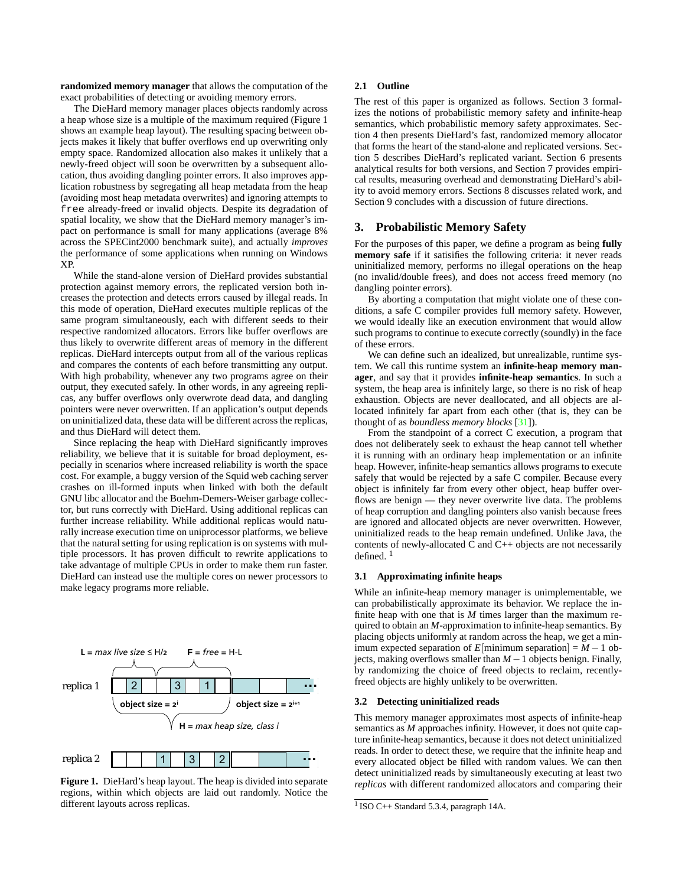**randomized memory manager** that allows the computation of the exact probabilities of detecting or avoiding memory errors.

The DieHard memory manager places objects randomly across a heap whose size is a multiple of the maximum required (Figure 1 shows an example heap layout). The resulting spacing between objects makes it likely that buffer overflows end up overwriting only empty space. Randomized allocation also makes it unlikely that a newly-freed object will soon be overwritten by a subsequent allocation, thus avoiding dangling pointer errors. It also improves application robustness by segregating all heap metadata from the heap (avoiding most heap metadata overwrites) and ignoring attempts to `free` already-freed or invalid objects. Despite its degradation of spatial locality, we show that the DieHard memory manager's impact on performance is small for many applications (average 8% across the SPECint2000 benchmark suite), and actually *improves* the performance of some applications when running on Windows XP.

While the stand-alone version of DieHard provides substantial protection against memory errors, the replicated version both increases the protection and detects errors caused by illegal reads. In this mode of operation, DieHard executes multiple replicas of the same program simultaneously, each with different seeds to their respective randomized allocators. Errors like buffer overflows are thus likely to overwrite different areas of memory in the different replicas. DieHard intercepts output from all of the various replicas and compares the contents of each before transmitting any output. With high probability, whenever any two programs agree on their output, they executed safely. In other words, in any agreeing replicas, any buffer overflows only overwrote dead data, and dangling pointers were never overwritten. If an application's output depends on uninitialized data, these data will be different across the replicas, and thus DieHard will detect them.

Since replacing the heap with DieHard significantly improves reliability, we believe that it is suitable for broad deployment, especially in scenarios where increased reliability is worth the space cost. For example, a buggy version of the Squid web caching server crashes on ill-formed inputs when linked with both the default GNU libc allocator and the Boehm-Demers-Weiser garbage collector, but runs correctly with DieHard. Using additional replicas can further increase reliability. While additional replicas would naturally increase execution time on uniprocessor platforms, we believe that the natural setting for using replication is on systems with multiple processors. It has proven difficult to rewrite applications to take advantage of multiple CPUs in order to make them run faster. DieHard can instead use the multiple cores on newer processors to make legacy programs more reliable.

L = *max live size* ≤ H/2
F = *free* = H-L
replica 1
object size = $2^i$
object size = $2^{i+1}$
H = *max heap size, class i*
replica 2

**Figure 1.** DieHard's heap layout. The heap is divided into separate regions, within which objects are laid out randomly. Notice the different layouts across replicas.

### 2.1 Outline

The rest of this paper is organized as follows. Section 3 formalizes the notions of probabilistic memory safety and infinite-heap semantics, which probabilistic memory safety approximates. Section 4 then presents DieHard's fast, randomized memory allocator that forms the heart of the stand-alone and replicated versions. Section 5 describes DieHard's replicated variant. Section 6 presents analytical results for both versions, and Section 7 provides empirical results, measuring overhead and demonstrating DieHard's ability to avoid memory errors. Sections 8 discusses related work, and Section 9 concludes with a discussion of future directions.

## 3. Probabilistic Memory Safety

For the purposes of this paper, we define a program as being **fully memory safe** if it satisifies the following criteria: it never reads uninitialized memory, performs no illegal operations on the heap (no invalid/double frees), and does not access freed memory (no dangling pointer errors).

By aborting a computation that might violate one of these conditions, a safe C compiler provides full memory safety. However, we would ideally like an execution environment that would allow such programs to continue to execute correctly (soundly) in the face of these errors.

We can define such an idealized, but unrealizable, runtime system. We call this runtime system an **infinite-heap memory manager**, and say that it provides **infinite-heap semantics**. In such a system, the heap area is infinitely large, so there is no risk of heap exhaustion. Objects are never deallocated, and all objects are allocated infinitely far apart from each other (that is, they can be thought of as *boundless memory blocks* [31]).

From the standpoint of a correct C execution, a program that does not deliberately seek to exhaust the heap cannot tell whether it is running with an ordinary heap implementation or an infinite heap. However, infinite-heap semantics allows programs to execute safely that would be rejected by a safe C compiler. Because every object is infinitely far from every other object, heap buffer overflows are benign — they never overwrite live data. The problems of heap corruption and dangling pointers also vanish because frees are ignored and allocated objects are never overwritten. However, uninitialized reads to the heap remain undefined. Unlike Java, the contents of newly-allocated C and C++ objects are not necessarily defined. [1]

### 3.1 Approximating infinite heaps

While an infinite-heap memory manager is unimplementable, we can probabilistically approximate its behavior. We replace the infinite heap with one that is $M$ times larger than the maximum required to obtain an $M$-approximation to infinite-heap semantics. By placing objects uniformly at random across the heap, we get a minimum expected separation of $E[\text{minimum separation}] = M-1$ objects, making overflows smaller than $M-1$ objects benign. Finally, by randomizing the choice of freed objects to reclaim, recently-freed objects are highly unlikely to be overwritten.

### 3.2 Detecting uninitialized reads

This memory manager approximates most aspects of infinite-heap semantics as $M$ approaches infinity. However, it does not quite capture infinite-heap semantics, because it does not detect uninitialized reads. In order to detect these, we require that the infinite heap and every allocated object be filled with random values. We can then detect uninitialized reads by simultaneously executing at least two *replicas* with different randomized allocators and comparing their

[1] ISO C++ Standard 5.3.4, paragraph 14A.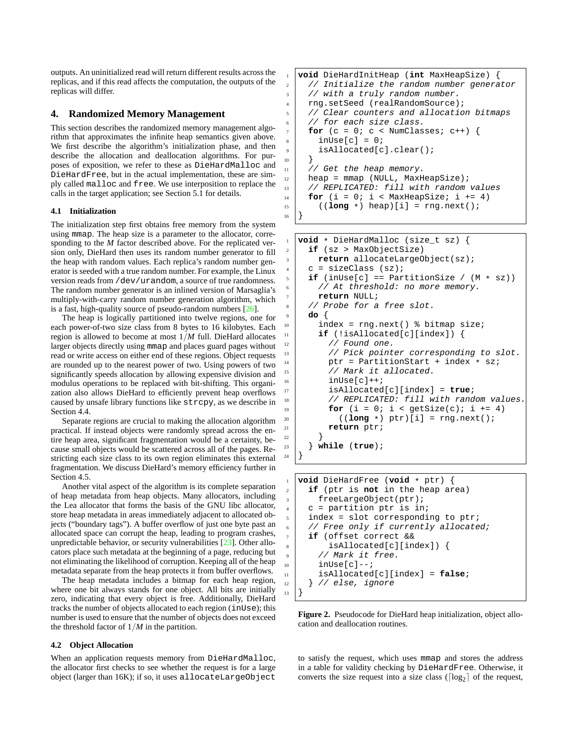outputs. An uninitialized read will return different results across the replicas, and if this read affects the computation, the outputs of the replicas will differ.

## 4. Randomized Memory Management

This section describes the randomized memory management algorithm that approximates the infinite heap semantics given above. We first describe the algorithm's initialization phase, and then describe the allocation and deallocation algorithms. For purposes of exposition, we refer to these as `DieHardMalloc` and `DieHardFree`, but in the actual implementation, these are simply called `malloc` and `free`. We use interposition to replace the calls in the target application; see Section 5.1 for details.

### 4.1 Initialization

The initialization step first obtains free memory from the system using `mmap`. The heap size is a parameter to the allocator, corresponding to the $M$ factor described above. For the replicated version only, DieHard then uses its random number generator to fill the heap with random values. Each replica's random number generator is seeded with a true random number. For example, the Linux version reads from `/dev/urandom`, a source of true randomness. The random number generator is an inlined version of Marsaglia's multiply-with-carry random number generation algorithm, which is a fast, high-quality source of pseudo-random numbers [26].

The heap is logically partitioned into twelve regions, one for each power-of-two size class from 8 bytes to 16 kilobytes. Each region is allowed to become at most $1/M$ full. DieHard allocates larger objects directly using `mmap` and places guard pages without read or write access on either end of these regions. Object requests are rounded up to the nearest power of two. Using powers of two significantly speeds allocation by allowing expensive division and modulus operations to be replaced with bit-shifting. This organization also allows DieHard to efficiently prevent heap overflows caused by unsafe library functions like `strcpy`, as we describe in Section 4.4.

Separate regions are crucial to making the allocation algorithm practical. If instead objects were randomly spread across the entire heap area, significant fragmentation would be a certainty, because small objects would be scattered across all of the pages. Restricting each size class to its own region eliminates this external fragmentation. We discuss DieHard's memory efficiency further in Section 4.5.

Another vital aspect of the algorithm is its complete separation of heap metadata from heap objects. Many allocators, including the Lea allocator that forms the basis of the GNU libc allocator, store heap metadata in areas immediately adjacent to allocated objects ("boundary tags"). A buffer overflow of just one byte past an allocated space can corrupt the heap, leading to program crashes, unpredictable behavior, or security vulnerabilities [23]. Other allocators place such metadata at the beginning of a page, reducing but not eliminating the likelihood of corruption. Keeping all of the heap metadata separate from the heap protects it from buffer overflows.

The heap metadata includes a bitmap for each heap region, where one bit always stands for one object. All bits are initially zero, indicating that every object is free. Additionally, DieHard tracks the number of objects allocated to each region (`inUse`); this number is used to ensure that the number of objects does not exceed the threshold factor of $1/M$ in the partition.

### 4.2 Object Allocation

When an application requests memory from `DieHardMalloc`, the allocator first checks to see whether the request is for a large object (larger than 16K); if so, it uses `allocateLargeObject` to satisfy the request, which uses `mmap` and stores the address in a table for validity checking by `DieHardFree`. Otherwise, it converts the size request into a size class ($\lceil \log_2 \rceil$ of the request,

```
void DieHardInitHeap (int MaxHeapSize) {
  // Initialize the random number generator
  // with a truly random number.
  rng.setSeed (realRandomSource);
  // Clear counters and allocation bitmaps
  // for each size class.
  for (c = 0; c < NumClasses; c++) {
    inUse[c] = 0;
    isAllocated[c].clear();
  }
  // Get the heap memory.
  heap = mmap (NULL, MaxHeapSize);
  // REPLICATED: fill with random values
  for (i = 0; i < MaxHeapSize; i += 4)
    ((long *) heap)[i] = rng.next();
}
```

```
void * DieHardMalloc (size_t sz) {
  if (sz > MaxObjectSize)
    return allocateLargeObject(sz);
  c = sizeClass (sz);
  if (inUse[c] == PartitionSize / (M * sz))
    // At threshold: no more memory.
    return NULL;
  // Probe for a free slot.
  do {
    index = rng.next() % bitmap size;
    if (!isAllocated[c][index]) {
      // Found one.
      // Pick pointer corresponding to slot.
      ptr = PartitionStart + index * sz;
      // Mark it allocated.
      inUse[c]++;
      isAllocated[c][index] = true;
      // REPLICATED: fill with random values.
      for (i = 0; i < getSize(c); i += 4)
        ((long *) ptr)[i] = rng.next();
      return ptr;
    }
  } while (true);
}
```

```
void DieHardFree (void * ptr) {
  if (ptr is not in the heap area)
    freeLargeObject(ptr);
  c = partition ptr is in;
  index = slot corresponding to ptr;
  // Free only if currently allocated;
  if (offset correct &&
      isAllocated[c][index]) {
    // Mark it free.
    inUse[c]--;
    isAllocated[c][index] = false;
  } // else, ignore
}
```

**Figure 2.** Pseudocode for DieHard heap initialization, object allocation and deallocation routines.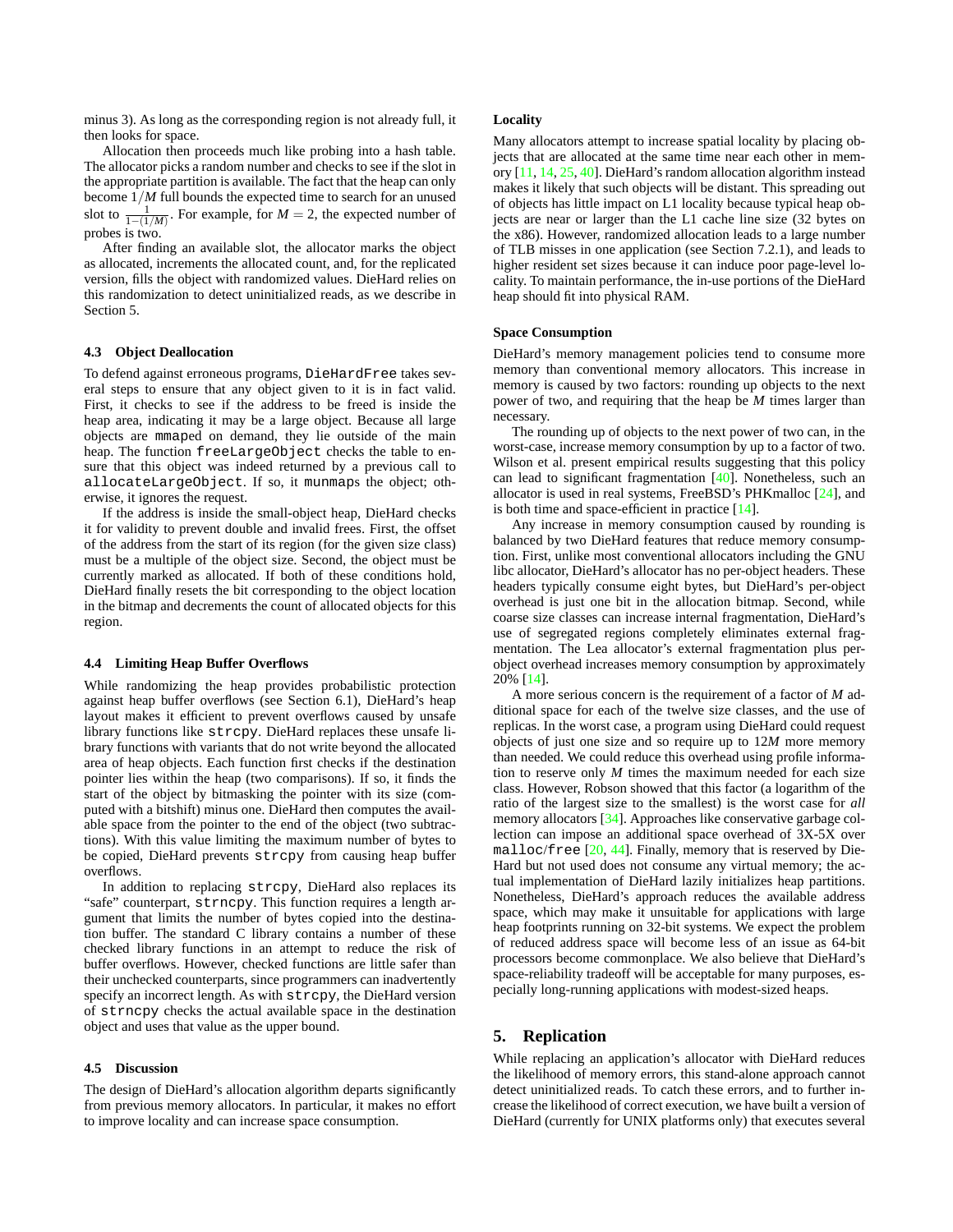minus 3). As long as the corresponding region is not already full, it then looks for space.

Allocation then proceeds much like probing into a hash table. The allocator picks a random number and checks to see if the slot in the appropriate partition is available. The fact that the heap can only become $1/M$ full bounds the expected time to search for an unused slot to $\frac{1}{1-(1/M)}$. For example, for $M = 2$, the expected number of probes is two.

After finding an available slot, the allocator marks the object as allocated, increments the allocated count, and, for the replicated version, fills the object with randomized values. DieHard relies on this randomization to detect uninitialized reads, as we describe in Section 5.

### 4.3 Object Deallocation

To defend against erroneous programs, `DieHardFree` takes several steps to ensure that any object given to it is in fact valid. First, it checks to see if the address to be freed is inside the heap area, indicating it may be a large object. Because all large objects are `mmap`ed on demand, they lie outside of the main heap. The function `freeLargeObject` checks the table to ensure that this object was indeed returned by a previous call to `allocateLargeObject`. If so, it `munmap`s the object; otherwise, it ignores the request.

If the address is inside the small-object heap, DieHard checks it for validity to prevent double and invalid frees. First, the offset of the address from the start of its region (for the given size class) must be a multiple of the object size. Second, the object must be currently marked as allocated. If both of these conditions hold, DieHard finally resets the bit corresponding to the object location in the bitmap and decrements the count of allocated objects for this region.

### 4.4 Limiting Heap Buffer Overflows

While randomizing the heap provides probabilistic protection against heap buffer overflows (see Section 6.1), DieHard's heap layout makes it efficient to prevent overflows caused by unsafe library functions like `strcpy`. DieHard replaces these unsafe library functions with variants that do not write beyond the allocated area of heap objects. Each function first checks if the destination pointer lies within the heap (two comparisons). If so, it finds the start of the object by bitmasking the pointer with its size (computed with a bitshift) minus one. DieHard then computes the available space from the pointer to the end of the object (two subtractions). With this value limiting the maximum number of bytes to be copied, DieHard prevents `strcpy` from causing heap buffer overflows.

In addition to replacing `strcpy`, DieHard also replaces its "safe" counterpart, `strncpy`. This function requires a length argument that limits the number of bytes copied into the destination buffer. The standard C library contains a number of these checked library functions in an attempt to reduce the risk of buffer overflows. However, checked functions are little safer than their unchecked counterparts, since programmers can inadvertently specify an incorrect length. As with `strcpy`, the DieHard version of `strncpy` checks the actual available space in the destination object and uses that value as the upper bound.

### 4.5 Discussion

The design of DieHard's allocation algorithm departs significantly from previous memory allocators. In particular, it makes no effort to improve locality and can increase space consumption.

#### Locality

Many allocators attempt to increase spatial locality by placing objects that are allocated at the same time near each other in memory [11, 14, 25, 40]. DieHard's random allocation algorithm instead makes it likely that such objects will be distant. This spreading out of objects has little impact on L1 locality because typical heap objects are near or larger than the L1 cache line size (32 bytes on the x86). However, randomized allocation leads to a large number of TLB misses in one application (see Section 7.2.1), and leads to higher resident set sizes because it can induce poor page-level locality. To maintain performance, the in-use portions of the DieHard heap should fit into physical RAM.

#### Space Consumption

DieHard's memory management policies tend to consume more memory than conventional memory allocators. This increase in memory is caused by two factors: rounding up objects to the next power of two, and requiring that the heap be $M$ times larger than necessary.

The rounding up of objects to the next power of two can, in the worst-case, increase memory consumption by up to a factor of two. Wilson et al. present empirical results suggesting that this policy can lead to significant fragmentation [40]. Nonetheless, such an allocator is used in real systems, FreeBSD's PHKmalloc [24], and is both time and space-efficient in practice [14].

Any increase in memory consumption caused by rounding is balanced by two DieHard features that reduce memory consumption. First, unlike most conventional allocators including the GNU libc allocator, DieHard's allocator has no per-object headers. These headers typically consume eight bytes, but DieHard's per-object overhead is just one bit in the allocation bitmap. Second, while coarse size classes can increase internal fragmentation, DieHard's use of segregated regions completely eliminates external fragmentation. The Lea allocator's external fragmentation plus per-object overhead increases memory consumption by approximately 20% [14].

A more serious concern is the requirement of a factor of $M$ additional space for each of the twelve size classes, and the use of replicas. In the worst case, a program using DieHard could request objects of just one size and so require up to $12M$ more memory than needed. We could reduce this overhead using profile information to reserve only $M$ times the maximum needed for each size class. However, Robson showed that this factor (a logarithm of the ratio of the largest size to the smallest) is the worst case for *all* memory allocators [34]. Approaches like conservative garbage collection can impose an additional space overhead of 3X-5X over `malloc`/`free` [20, 44]. Finally, memory that is reserved by DieHard but not used does not consume any virtual memory; the actual implementation of DieHard lazily initializes heap partitions. Nonetheless, DieHard's approach reduces the available address space, which may make it unsuitable for applications with large heap footprints running on 32-bit systems. We expect the problem of reduced address space will become less of an issue as 64-bit processors become commonplace. We also believe that DieHard's space-reliability tradeoff will be acceptable for many purposes, especially long-running applications with modest-sized heaps.

## 5. Replication

While replacing an application's allocator with DieHard reduces the likelihood of memory errors, this stand-alone approach cannot detect uninitialized reads. To catch these errors, and to further increase the likelihood of correct execution, we have built a version of DieHard (currently for UNIX platforms only) that executes several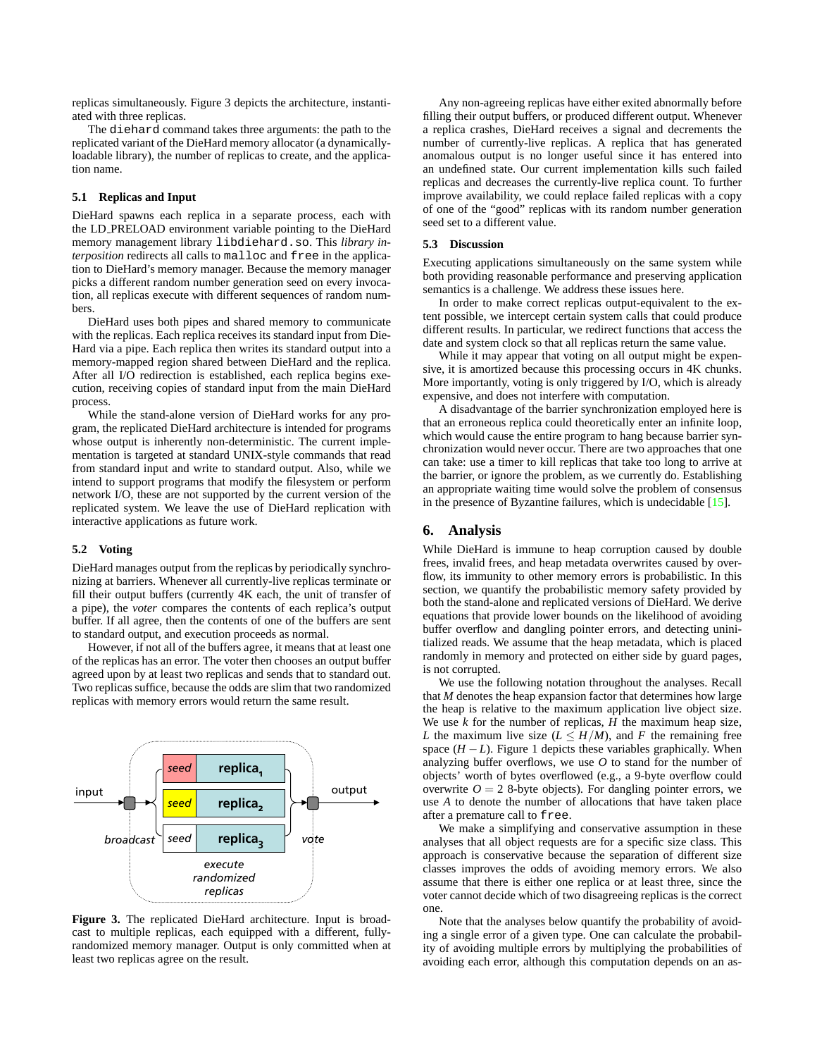replicas simultaneously. Figure 3 depicts the architecture, instantiated with three replicas.

The `diehard` command takes three arguments: the path to the replicated variant of the DieHard memory allocator (a dynamically-loadable library), the number of replicas to create, and the application name.

### 5.1 Replicas and Input

DieHard spawns each replica in a separate process, each with the LD_PRELOAD environment variable pointing to the DieHard memory management library `libdiehard.so`. This *library interposition* redirects all calls to `malloc` and `free` in the application to DieHard's memory manager. Because the memory manager picks a different random number generation seed on every invocation, all replicas execute with different sequences of random numbers.

DieHard uses both pipes and shared memory to communicate with the replicas. Each replica receives its standard input from DieHard via a pipe. Each replica then writes its standard output into a memory-mapped region shared between DieHard and the replica. After all I/O redirection is established, each replica begins execution, receiving copies of standard input from the main DieHard process.

While the stand-alone version of DieHard works for any program, the replicated DieHard architecture is intended for programs whose output is inherently non-deterministic. The current implementation is targeted at standard UNIX-style commands that read from standard input and write to standard output. Also, while we intend to support programs that modify the filesystem or perform network I/O, these are not supported by the current version of the replicated system. We leave the use of DieHard replication with interactive applications as future work.

### 5.2 Voting

DieHard manages output from the replicas by periodically synchronizing at barriers. Whenever all currently-live replicas terminate or fill their output buffers (currently 4K each, the unit of transfer of a pipe), the *voter* compares the contents of each replica's output buffer. If all agree, then the contents of one of the buffers are sent to standard output, and execution proceeds as normal.

However, if not all of the buffers agree, it means that at least one of the replicas has an error. The voter then chooses an output buffer agreed upon by at least two replicas and sends that to standard out. Two replicas suffice, because the odds are slim that two randomized replicas with memory errors would return the same result.

**Figure 3.** The replicated DieHard architecture. Input is broadcast to multiple replicas, each equipped with a different, fully-randomized memory manager. Output is only committed when at least two replicas agree on the result.

Any non-agreeing replicas have either exited abnormally before filling their output buffers, or produced different output. Whenever a replica crashes, DieHard receives a signal and decrements the number of currently-live replicas. A replica that has generated anomalous output is no longer useful since it has entered into an undefined state. Our current implementation kills such failed replicas and decreases the currently-live replica count. To further improve availability, we could replace failed replicas with a copy of one of the "good" replicas with its random number generation seed set to a different value.

### 5.3 Discussion

Executing applications simultaneously on the same system while both providing reasonable performance and preserving application semantics is a challenge. We address these issues here.

In order to make correct replicas output-equivalent to the extent possible, we intercept certain system calls that could produce different results. In particular, we redirect functions that access the date and system clock so that all replicas return the same value.

While it may appear that voting on all output might be expensive, it is amortized because this processing occurs in 4K chunks. More importantly, voting is only triggered by I/O, which is already expensive, and does not interfere with computation.

A disadvantage of the barrier synchronization employed here is that an erroneous replica could theoretically enter an infinite loop, which would cause the entire program to hang because barrier synchronization would never occur. There are two approaches that one can take: use a timer to kill replicas that take too long to arrive at the barrier, or ignore the problem, as we currently do. Establishing an appropriate waiting time would solve the problem of consensus in the presence of Byzantine failures, which is undecidable [15].

## 6. Analysis

While DieHard is immune to heap corruption caused by double frees, invalid frees, and heap metadata overwrites caused by overflow, its immunity to other memory errors is probabilistic. In this section, we quantify the probabilistic memory safety provided by both the stand-alone and replicated versions of DieHard. We derive equations that provide lower bounds on the likelihood of avoiding buffer overflow and dangling pointer errors, and detecting uninitialized reads. We assume that the heap metadata, which is placed randomly in memory and protected on either side by guard pages, is not corrupted.

We use the following notation throughout the analyses. Recall that $M$ denotes the heap expansion factor that determines how large the heap is relative to the maximum application live object size. We use $k$ for the number of replicas, $H$ the maximum heap size, $L$ the maximum live size ($L \leq H/M$), and $F$ the remaining free space ($H-L$). Figure 1 depicts these variables graphically. When analyzing buffer overflows, we use $O$ to stand for the number of objects' worth of bytes overflowed (e.g., a 9-byte overflow could overwrite $O = 2$ 8-byte objects). For dangling pointer errors, we use $A$ to denote the number of allocations that have taken place after a premature call to `free`.

We make a simplifying and conservative assumption in these analyses that all object requests are for a specific size class. This approach is conservative because the separation of different size classes improves the odds of avoiding memory errors. We also assume that there is either one replica or at least three, since the voter cannot decide which of two disagreeing replicas is the correct one.

Note that the analyses below quantify the probability of avoiding a single error of a given type. One can calculate the probability of avoiding multiple errors by multiplying the probabilities of avoiding each error, although this computation depends on an as-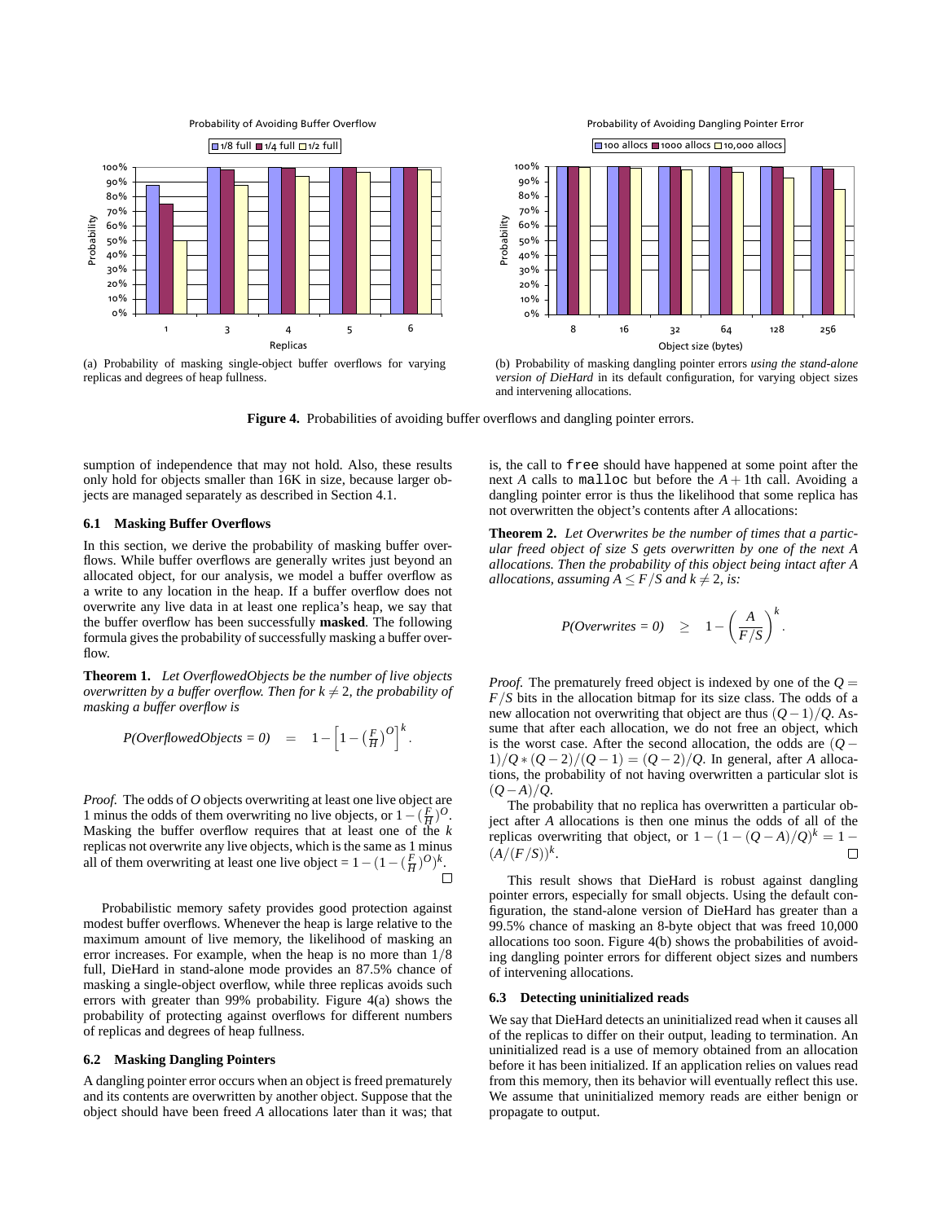Probability of Avoiding Buffer Overflow

(a) Probability of masking single-object buffer overflows for varying replicas and degrees of heap fullness.

Probability of Avoiding Dangling Pointer Error

(b) Probability of masking dangling pointer errors *using the stand-alone version of DieHard* in its default configuration, for varying object sizes and intervening allocations.

**Figure 4.** Probabilities of avoiding buffer overflows and dangling pointer errors.

sumption of independence that may not hold. Also, these results only hold for objects smaller than 16K in size, because larger objects are managed separately as described in Section 4.1.

### 6.1 Masking Buffer Overflows

In this section, we derive the probability of masking buffer overflows. While buffer overflows are generally writes just beyond an allocated object, for our analysis, we model a buffer overflow as a write to any location in the heap. If a buffer overflow does not overwrite any live data in at least one replica's heap, we say that the buffer overflow has been successfully **masked**. The following formula gives the probability of successfully masking a buffer overflow.

**Theorem 1.** *Let OverflowedObjects be the number of live objects overwritten by a buffer overflow. Then for $k \neq 2$, the probability of masking a buffer overflow is*

$$P(\textit{OverflowedObjects} = 0) \quad = \quad 1 - \left[1 - \left(\tfrac{F}{H}\right)^{O}\right]^{k}.$$

*Proof.* The odds of $O$ objects overwriting at least one live object are 1 minus the odds of them overwriting no live objects, or $1 - (\frac{F}{H})^{O}$. Masking the buffer overflow requires that at least one of the $k$ replicas not overwrite any live objects, which is the same as 1 minus all of them overwriting at least one live object $= 1 - (1 - (\frac{F}{H})^{O})^{k}$. □

Probabilistic memory safety provides good protection against modest buffer overflows. Whenever the heap is large relative to the maximum amount of live memory, the likelihood of masking an error increases. For example, when the heap is no more than $1/8$ full, DieHard in stand-alone mode provides an 87.5% chance of masking a single-object overflow, while three replicas avoids such errors with greater than 99% probability. Figure 4(a) shows the probability of protecting against overflows for different numbers of replicas and degrees of heap fullness.

### 6.2 Masking Dangling Pointers

A dangling pointer error occurs when an object is freed prematurely and its contents are overwritten by another object. Suppose that the object should have been freed $A$ allocations later than it was; that is, the call to `free` should have happened at some point after the next $A$ calls to `malloc` but before the $A+1$th call. Avoiding a dangling pointer error is thus the likelihood that some replica has not overwritten the object's contents after $A$ allocations:

**Theorem 2.** *Let Overwrites be the number of times that a particular freed object of size S gets overwritten by one of the next A allocations. Then the probability of this object being intact after A allocations, assuming $A \leq F/S$ and $k \neq 2$, is:*

$$P(\textit{Overwrites} = 0) \quad \geq \quad 1 - \left(\frac{A}{F/S}\right)^{k}.$$

*Proof.* The prematurely freed object is indexed by one of the $Q = F/S$ bits in the allocation bitmap for its size class. The odds of a new allocation not overwriting that object are thus $(Q-1)/Q$. Assume that after each allocation, we do not free an object, which is the worst case. After the second allocation, the odds are $(Q-1)/Q * (Q-2)/(Q-1) = (Q-2)/Q$. In general, after $A$ allocations, the probability of not having overwritten a particular slot is $(Q-A)/Q$.

The probability that no replica has overwritten a particular object after $A$ allocations is then one minus the odds of all of the replicas overwriting that object, or $1 - (1 - (Q-A)/Q)^{k} = 1 - (A/(F/S))^{k}$. □

This result shows that DieHard is robust against dangling pointer errors, especially for small objects. Using the default configuration, the stand-alone version of DieHard has greater than a 99.5% chance of masking an 8-byte object that was freed 10,000 allocations too soon. Figure 4(b) shows the probabilities of avoiding dangling pointer errors for different object sizes and numbers of intervening allocations.

### 6.3 Detecting uninitialized reads

We say that DieHard detects an uninitialized read when it causes all of the replicas to differ on their output, leading to termination. An uninitialized read is a use of memory obtained from an allocation before it has been initialized. If an application relies on values read from this memory, then its behavior will eventually reflect this use. We assume that uninitialized memory reads are either benign or propagate to output.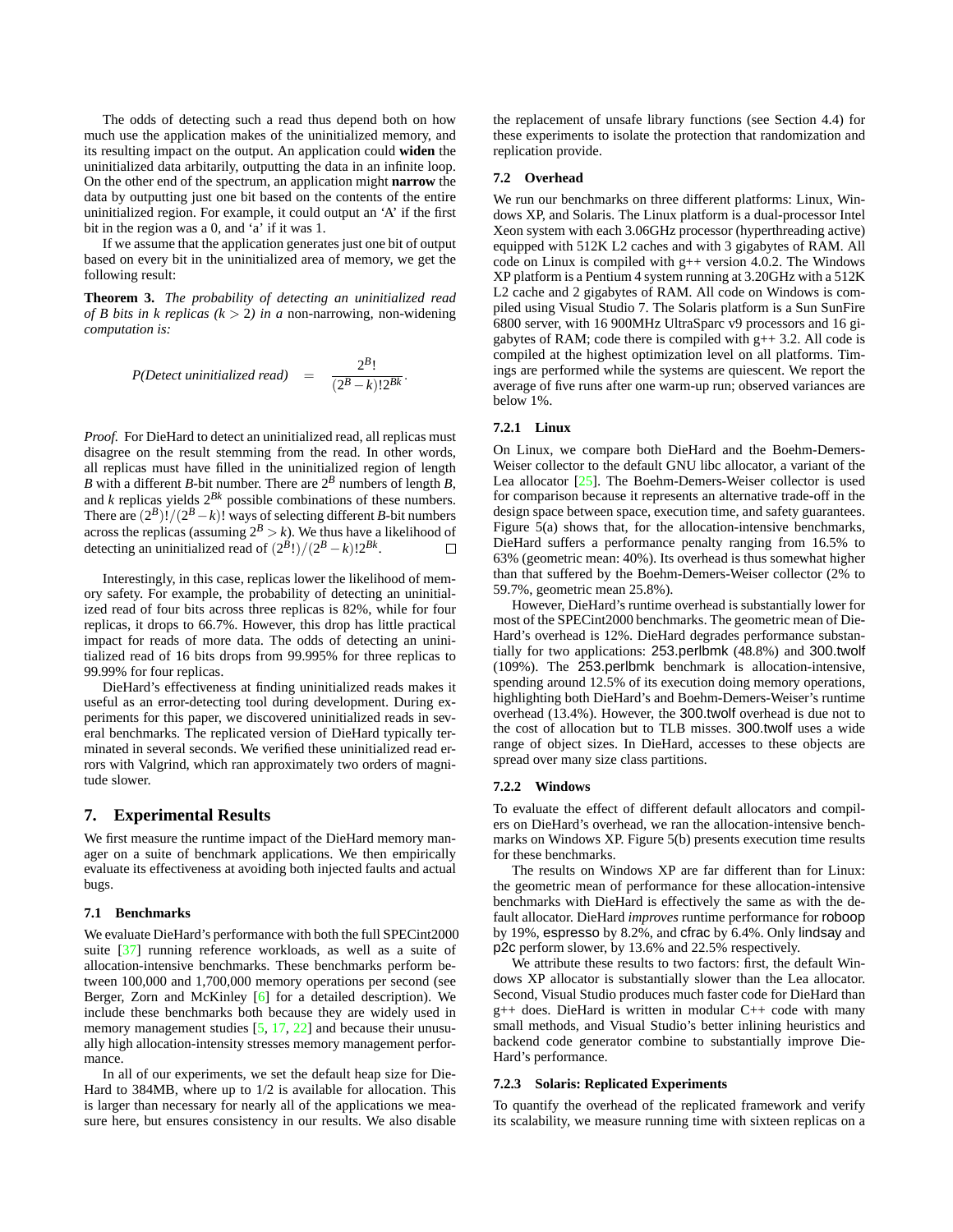The odds of detecting such a read thus depend both on how much use the application makes of the uninitialized memory, and its resulting impact on the output. An application could **widen** the uninitialized data arbitarily, outputting the data in an infinite loop. On the other end of the spectrum, an application might **narrow** the data by outputting just one bit based on the contents of the entire uninitialized region. For example, it could output an 'A' if the first bit in the region was a 0, and 'a' if it was 1.

If we assume that the application generates just one bit of output based on every bit in the uninitialized area of memory, we get the following result:

**Theorem 3.** *The probability of detecting an uninitialized read of B bits in k replicas ($k > 2$) in a* non-narrowing, non-widening *computation is:*

$$P(\text{Detect uninitialized read}) \quad = \quad \frac{2^B!}{(2^B-k)!2^{Bk}}.$$

*Proof.* For DieHard to detect an uninitialized read, all replicas must disagree on the result stemming from the read. In other words, all replicas must have filled in the uninitialized region of length $B$ with a different $B$-bit number. There are $2^B$ numbers of length $B$, and $k$ replicas yields $2^{Bk}$ possible combinations of these numbers. There are $(2^B)!/(2^B-k)!$ ways of selecting different $B$-bit numbers across the replicas (assuming $2^B > k$). We thus have a likelihood of detecting an uninitialized read of $(2^B!)/(2^B-k)!2^{Bk}$. □

Interestingly, in this case, replicas lower the likelihood of memory safety. For example, the probability of detecting an uninitialized read of four bits across three replicas is 82%, while for four replicas, it drops to 66.7%. However, this drop has little practical impact for reads of more data. The odds of detecting an uninitialized read of 16 bits drops from 99.995% for three replicas to 99.99% for four replicas.

DieHard's effectiveness at finding uninitialized reads makes it useful as an error-detecting tool during development. During experiments for this paper, we discovered uninitialized reads in several benchmarks. The replicated version of DieHard typically terminated in several seconds. We verified these uninitialized read errors with Valgrind, which ran approximately two orders of magnitude slower.

# 7. Experimental Results

We first measure the runtime impact of the DieHard memory manager on a suite of benchmark applications. We then empirically evaluate its effectiveness at avoiding both injected faults and actual bugs.

## 7.1 Benchmarks

We evaluate DieHard's performance with both the full SPECint2000 suite [37] running reference workloads, as well as a suite of allocation-intensive benchmarks. These benchmarks perform between 100,000 and 1,700,000 memory operations per second (see Berger, Zorn and McKinley [6] for a detailed description). We include these benchmarks both because they are widely used in memory management studies [5, 17, 22] and because their unusually high allocation-intensity stresses memory management performance.

In all of our experiments, we set the default heap size for DieHard to 384MB, where up to 1/2 is available for allocation. This is larger than necessary for nearly all of the applications we measure here, but ensures consistency in our results. We also disable the replacement of unsafe library functions (see Section 4.4) for these experiments to isolate the protection that randomization and replication provide.

## 7.2 Overhead

We run our benchmarks on three different platforms: Linux, Windows XP, and Solaris. The Linux platform is a dual-processor Intel Xeon system with each 3.06GHz processor (hyperthreading active) equipped with 512K L2 caches and with 3 gigabytes of RAM. All code on Linux is compiled with g++ version 4.0.2. The Windows XP platform is a Pentium 4 system running at 3.20GHz with a 512K L2 cache and 2 gigabytes of RAM. All code on Windows is compiled using Visual Studio 7. The Solaris platform is a Sun SunFire 6800 server, with 16 900MHz UltraSparc v9 processors and 16 gigabytes of RAM; code there is compiled with g++ 3.2. All code is compiled at the highest optimization level on all platforms. Timings are performed while the systems are quiescent. We report the average of five runs after one warm-up run; observed variances are below 1%.

### 7.2.1 Linux

On Linux, we compare both DieHard and the Boehm-Demers-Weiser collector to the default GNU libc allocator, a variant of the Lea allocator [25]. The Boehm-Demers-Weiser collector is used for comparison because it represents an alternative trade-off in the design space between space, execution time, and safety guarantees. Figure 5(a) shows that, for the allocation-intensive benchmarks, DieHard suffers a performance penalty ranging from 16.5% to 63% (geometric mean: 40%). Its overhead is thus somewhat higher than that suffered by the Boehm-Demers-Weiser collector (2% to 59.7%, geometric mean 25.8%).

However, DieHard's runtime overhead is substantially lower for most of the SPECint2000 benchmarks. The geometric mean of DieHard's overhead is 12%. DieHard degrades performance substantially for two applications: 253.perlbmk (48.8%) and 300.twolf (109%). The 253.perlbmk benchmark is allocation-intensive, spending around 12.5% of its execution doing memory operations, highlighting both DieHard's and Boehm-Demers-Weiser's runtime overhead (13.4%). However, the 300.twolf overhead is due not to the cost of allocation but to TLB misses. 300.twolf uses a wide range of object sizes. In DieHard, accesses to these objects are spread over many size class partitions.

### 7.2.2 Windows

To evaluate the effect of different default allocators and compilers on DieHard's overhead, we ran the allocation-intensive benchmarks on Windows XP. Figure 5(b) presents execution time results for these benchmarks.

The results on Windows XP are far different than for Linux: the geometric mean of performance for these allocation-intensive benchmarks with DieHard is effectively the same as with the default allocator. DieHard *improves* runtime performance for roboop by 19%, espresso by 8.2%, and cfrac by 6.4%. Only lindsay and p2c perform slower, by 13.6% and 22.5% respectively.

We attribute these results to two factors: first, the default Windows XP allocator is substantially slower than the Lea allocator. Second, Visual Studio produces much faster code for DieHard than g++ does. DieHard is written in modular C++ code with many small methods, and Visual Studio's better inlining heuristics and backend code generator combine to substantially improve DieHard's performance.

### 7.2.3 Solaris: Replicated Experiments

To quantify the overhead of the replicated framework and verify its scalability, we measure running time with sixteen replicas on a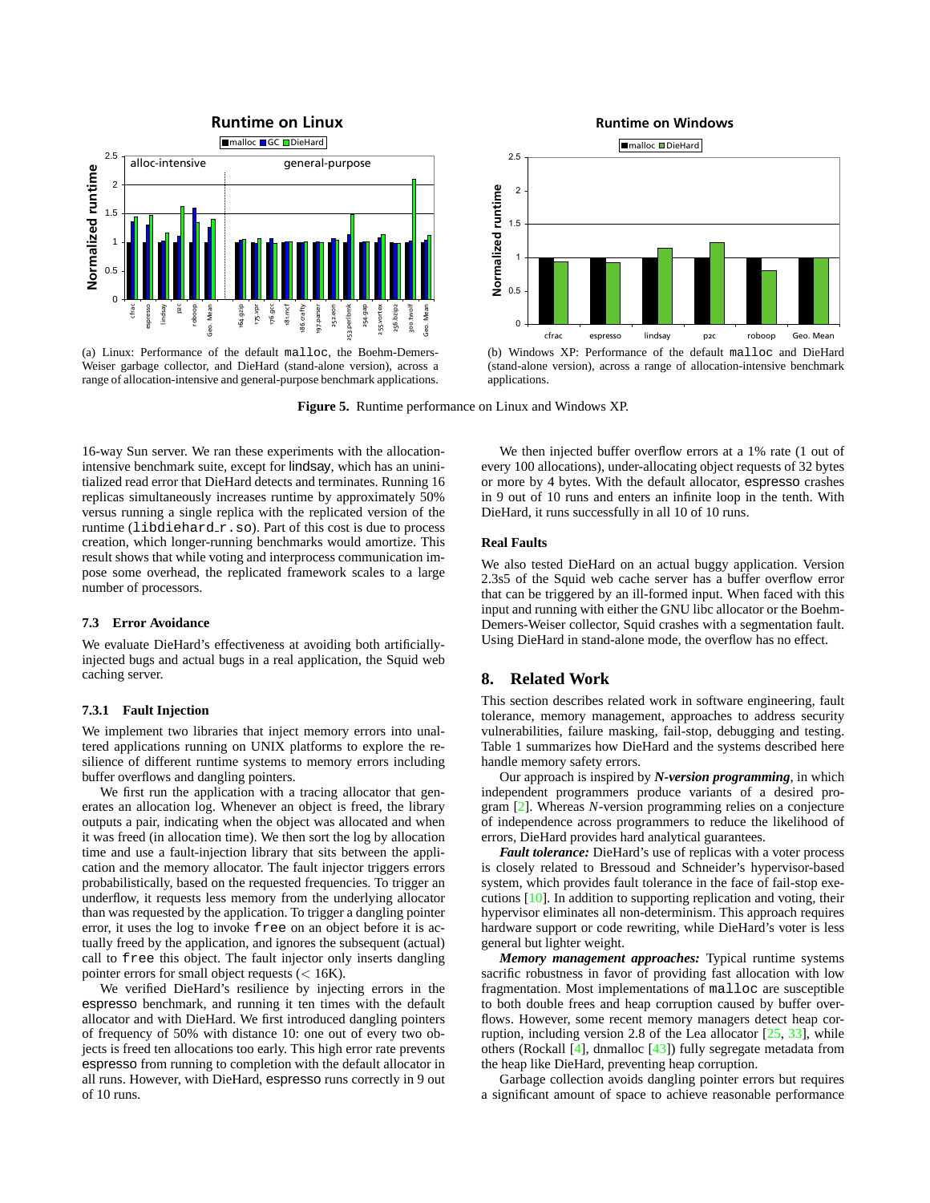(a) Linux: Performance of the default `malloc`, the Boehm-Demers-Weiser garbage collector, and DieHard (stand-alone version), across a range of allocation-intensive and general-purpose benchmark applications.

(b) Windows XP: Performance of the default `malloc` and DieHard (stand-alone version), across a range of allocation-intensive benchmark applications.

**Figure 5.** Runtime performance on Linux and Windows XP.

16-way Sun server. We ran these experiments with the allocation-intensive benchmark suite, except for lindsay, which has an uninitialized read error that DieHard detects and terminates. Running 16 replicas simultaneously increases runtime by approximately 50% versus running a single replica with the replicated version of the runtime (`libdiehard_r.so`). Part of this cost is due to process creation, which longer-running benchmarks would amortize. This result shows that while voting and interprocess communication impose some overhead, the replicated framework scales to a large number of processors.

### 7.3 Error Avoidance

We evaluate DieHard's effectiveness at avoiding both artificially-injected bugs and actual bugs in a real application, the Squid web caching server.

#### 7.3.1 Fault Injection

We implement two libraries that inject memory errors into unaltered applications running on UNIX platforms to explore the resilience of different runtime systems to memory errors including buffer overflows and dangling pointers.

We first run the application with a tracing allocator that generates an allocation log. Whenever an object is freed, the library outputs a pair, indicating when the object was allocated and when it was freed (in allocation time). We then sort the log by allocation time and use a fault-injection library that sits between the application and the memory allocator. The fault injector triggers errors probabilistically, based on the requested frequencies. To trigger an underflow, it requests less memory from the underlying allocator than was requested by the application. To trigger a dangling pointer error, it uses the log to invoke `free` on an object before it is actually freed by the application, and ignores the subsequent (actual) call to `free` this object. The fault injector only inserts dangling pointer errors for small object requests ($<$ 16K).

We verified DieHard's resilience by injecting errors in the espresso benchmark, and running it ten times with the default allocator and with DieHard. We first introduced dangling pointers of frequency of 50% with distance 10: one out of every two objects is freed ten allocations too early. This high error rate prevents espresso from running to completion with the default allocator in all runs. However, with DieHard, espresso runs correctly in 9 out of 10 runs.

We then injected buffer overflow errors at a 1% rate (1 out of every 100 allocations), under-allocating object requests of 32 bytes or more by 4 bytes. With the default allocator, espresso crashes in 9 out of 10 runs and enters an infinite loop in the tenth. With DieHard, it runs successfully in all 10 of 10 runs.

#### Real Faults

We also tested DieHard on an actual buggy application. Version 2.3s5 of the Squid web cache server has a buffer overflow error that can be triggered by an ill-formed input. When faced with this input and running with either the GNU libc allocator or the Boehm-Demers-Weiser collector, Squid crashes with a segmentation fault. Using DieHard in stand-alone mode, the overflow has no effect.

## 8. Related Work

This section describes related work in software engineering, fault tolerance, memory management, approaches to address security vulnerabilities, failure masking, fail-stop, debugging and testing. Table 1 summarizes how DieHard and the systems described here handle memory safety errors.

Our approach is inspired by ***N*-version programming**, in which independent programmers produce variants of a desired program [2]. Whereas *N*-version programming relies on a conjecture of independence across programmers to reduce the likelihood of errors, DieHard provides hard analytical guarantees.

***Fault tolerance:*** DieHard's use of replicas with a voter process is closely related to Bressoud and Schneider's hypervisor-based system, which provides fault tolerance in the face of fail-stop executions [10]. In addition to supporting replication and voting, their hypervisor eliminates all non-determinism. This approach requires hardware support or code rewriting, while DieHard's voter is less general but lighter weight.

***Memory management approaches:*** Typical runtime systems sacrific robustness in favor of providing fast allocation with low fragmentation. Most implementations of `malloc` are susceptible to both double frees and heap corruption caused by buffer overflows. However, some recent memory managers detect heap corruption, including version 2.8 of the Lea allocator [25, 33], while others (Rockall [4], dnmalloc [43]) fully segregate metadata from the heap like DieHard, preventing heap corruption.

Garbage collection avoids dangling pointer errors but requires a significant amount of space to achieve reasonable performance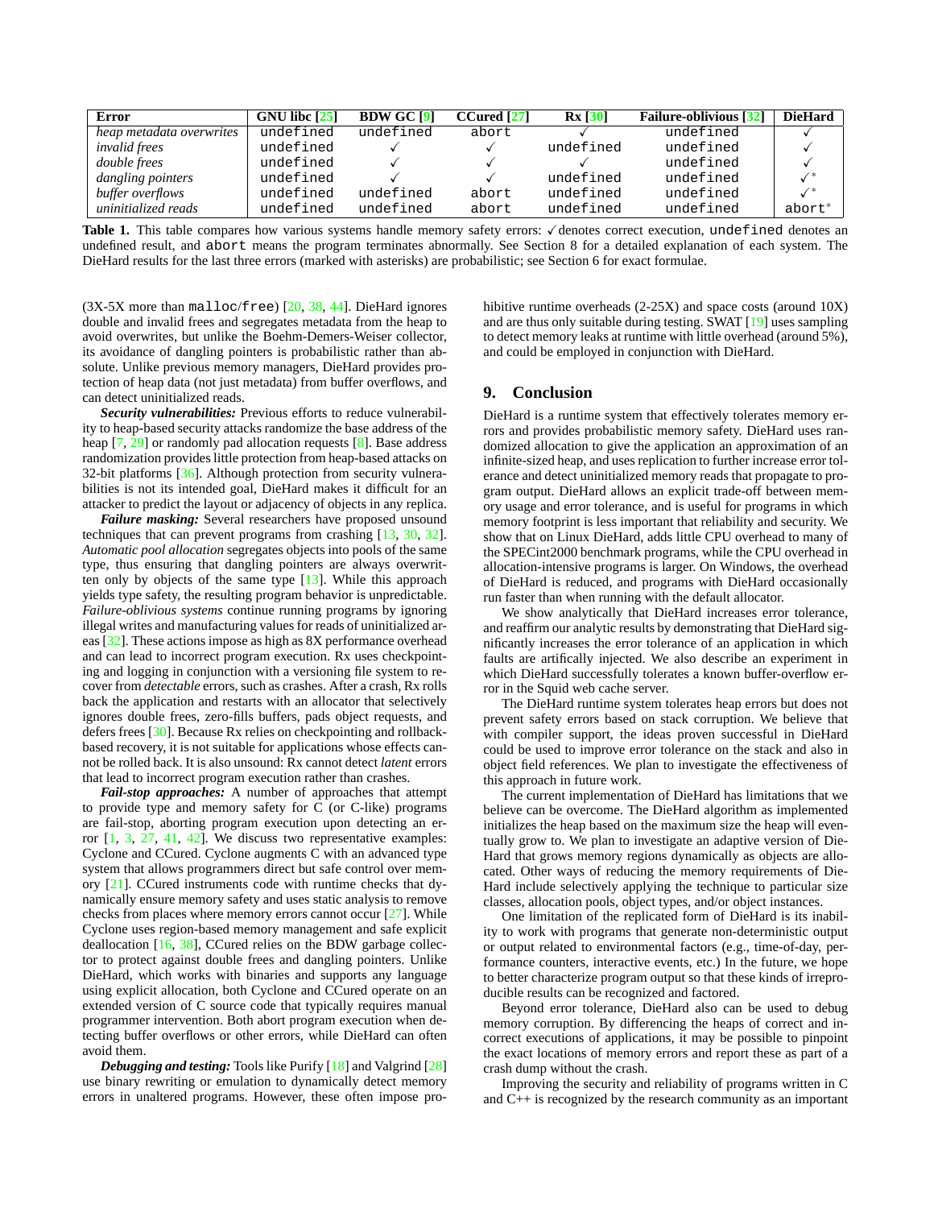| Error | GNU libc [25] | BDW GC [9] | CCured [27] | Rx [30] | Failure-oblivious [32] | DieHard |
|---|---|---|---|---|---|---|
| *heap metadata overwrites* | `undefined` | `undefined` | `abort` | ✓ | `undefined` | ✓ |
| *invalid frees* | `undefined` | ✓ | ✓ | `undefined` | `undefined` | ✓ |
| *double frees* | `undefined` | ✓ | ✓ | ✓ | `undefined` | ✓ |
| *dangling pointers* | `undefined` | ✓ | ✓ | `undefined` | `undefined` | ✓* |
| *buffer overflows* | `undefined` | `undefined` | `abort` | `undefined` | `undefined` | ✓* |
| *uninitialized reads* | `undefined` | `undefined` | `abort` | `undefined` | `undefined` | `abort`* |

**Table 1.** This table compares how various systems handle memory safety errors: ✓ denotes correct execution, `undefined` denotes an undefined result, and `abort` means the program terminates abnormally. See Section 8 for a detailed explanation of each system. The DieHard results for the last three errors (marked with asterisks) are probabilistic; see Section 6 for exact formulae.

(3X-5X more than `malloc`/`free`) [20, 38, 44]. DieHard ignores double and invalid frees and segregates metadata from the heap to avoid overwrites, but unlike the Boehm-Demers-Weiser collector, its avoidance of dangling pointers is probabilistic rather than absolute. Unlike previous memory managers, DieHard provides protection of heap data (not just metadata) from buffer overflows, and can detect uninitialized reads.

***Security vulnerabilities:*** Previous efforts to reduce vulnerability to heap-based security attacks randomize the base address of the heap [7, 29] or randomly pad allocation requests [8]. Base address randomization provides little protection from heap-based attacks on 32-bit platforms [36]. Although protection from security vulnerabilities is not its intended goal, DieHard makes it difficult for an attacker to predict the layout or adjacency of objects in any replica.

***Failure masking:*** Several researchers have proposed unsound techniques that can prevent programs from crashing [13, 30, 32]. *Automatic pool allocation* segregates objects into pools of the same type, thus ensuring that dangling pointers are always overwritten only by objects of the same type [13]. While this approach yields type safety, the resulting program behavior is unpredictable. *Failure-oblivious systems* continue running programs by ignoring illegal writes and manufacturing values for reads of uninitialized areas [32]. These actions impose as high as 8X performance overhead and can lead to incorrect program execution. Rx uses checkpointing and logging in conjunction with a versioning file system to recover from *detectable* errors, such as crashes. After a crash, Rx rolls back the application and restarts with an allocator that selectively ignores double frees, zero-fills buffers, pads object requests, and defers frees [30]. Because Rx relies on checkpointing and rollback-based recovery, it is not suitable for applications whose effects cannot be rolled back. It is also unsound: Rx cannot detect *latent* errors that lead to incorrect program execution rather than crashes.

***Fail-stop approaches:*** A number of approaches that attempt to provide type and memory safety for C (or C-like) programs are fail-stop, aborting program execution upon detecting an error [1, 3, 27, 41, 42]. We discuss two representative examples: Cyclone and CCured. Cyclone augments C with an advanced type system that allows programmers direct but safe control over memory [21]. CCured instruments code with runtime checks that dynamically ensure memory safety and uses static analysis to remove checks from places where memory errors cannot occur [27]. While Cyclone uses region-based memory management and safe explicit deallocation [16, 38], CCured relies on the BDW garbage collector to protect against double frees and dangling pointers. Unlike DieHard, which works with binaries and supports any language using explicit allocation, both Cyclone and CCured operate on an extended version of C source code that typically requires manual programmer intervention. Both abort program execution when detecting buffer overflows or other errors, while DieHard can often avoid them.

***Debugging and testing:*** Tools like Purify [18] and Valgrind [28] use binary rewriting or emulation to dynamically detect memory errors in unaltered programs. However, these often impose prohibitive runtime overheads (2-25X) and space costs (around 10X) and are thus only suitable during testing. SWAT [19] uses sampling to detect memory leaks at runtime with little overhead (around 5%), and could be employed in conjunction with DieHard.

## 9. Conclusion

DieHard is a runtime system that effectively tolerates memory errors and provides probabilistic memory safety. DieHard uses randomized allocation to give the application an approximation of an infinite-sized heap, and uses replication to further increase error tolerance and detect uninitialized memory reads that propagate to program output. DieHard allows an explicit trade-off between memory usage and error tolerance, and is useful for programs in which memory footprint is less important that reliability and security. We show that on Linux DieHard, adds little CPU overhead to many of the SPECint2000 benchmark programs, while the CPU overhead in allocation-intensive programs is larger. On Windows, the overhead of DieHard is reduced, and programs with DieHard occasionally run faster than when running with the default allocator.

We show analytically that DieHard increases error tolerance, and reaffirm our analytic results by demonstrating that DieHard significantly increases the error tolerance of an application in which faults are artifically injected. We also describe an experiment in which DieHard successfully tolerates a known buffer-overflow error in the Squid web cache server.

The DieHard runtime system tolerates heap errors but does not prevent safety errors based on stack corruption. We believe that with compiler support, the ideas proven successful in DieHard could be used to improve error tolerance on the stack and also in object field references. We plan to investigate the effectiveness of this approach in future work.

The current implementation of DieHard has limitations that we believe can be overcome. The DieHard algorithm as implemented initializes the heap based on the maximum size the heap will eventually grow to. We plan to investigate an adaptive version of DieHard that grows memory regions dynamically as objects are allocated. Other ways of reducing the memory requirements of DieHard include selectively applying the technique to particular size classes, allocation pools, object types, and/or object instances.

One limitation of the replicated form of DieHard is its inability to work with programs that generate non-deterministic output or output related to environmental factors (e.g., time-of-day, performance counters, interactive events, etc.) In the future, we hope to better characterize program output so that these kinds of irreproducible results can be recognized and factored.

Beyond error tolerance, DieHard also can be used to debug memory corruption. By differencing the heaps of correct and incorrect executions of applications, it may be possible to pinpoint the exact locations of memory errors and report these as part of a crash dump without the crash.

Improving the security and reliability of programs written in C and C++ is recognized by the research community as an important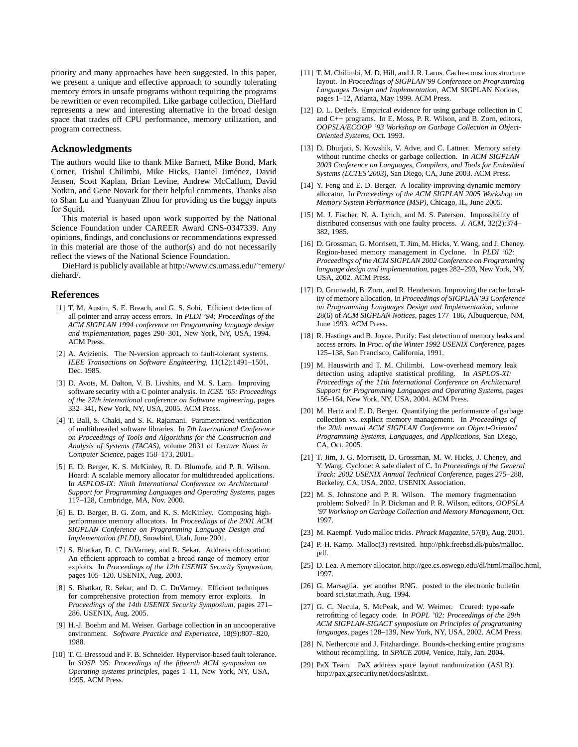priority and many approaches have been suggested. In this paper, we present a unique and effective approach to soundly tolerating memory errors in unsafe programs without requiring the programs be rewritten or even recompiled. Like garbage collection, DieHard represents a new and interesting alternative in the broad design space that trades off CPU performance, memory utilization, and program correctness.

## Acknowledgments

The authors would like to thank Mike Barnett, Mike Bond, Mark Corner, Trishul Chilimbi, Mike Hicks, Daniel Jiménez, David Jensen, Scott Kaplan, Brian Levine, Andrew McCallum, David Notkin, and Gene Novark for their helpful comments. Thanks also to Shan Lu and Yuanyuan Zhou for providing us the buggy inputs for Squid.

This material is based upon work supported by the National Science Foundation under CAREER Award CNS-0347339. Any opinions, findings, and conclusions or recommendations expressed in this material are those of the author(s) and do not necessarily reflect the views of the National Science Foundation.

DieHard is publicly available at http://www.cs.umass.edu/~emery/diehard/.

## References

[1] T. M. Austin, S. E. Breach, and G. S. Sohi. Efficient detection of all pointer and array access errors. In *PLDI '94: Proceedings of the ACM SIGPLAN 1994 conference on Programming language design and implementation*, pages 290–301, New York, NY, USA, 1994. ACM Press.

[2] A. Avizienis. The N-version approach to fault-tolerant systems. *IEEE Transactions on Software Engineering*, 11(12):1491–1501, Dec. 1985.

[3] D. Avots, M. Dalton, V. B. Livshits, and M. S. Lam. Improving software security with a C pointer analysis. In *ICSE '05: Proceedings of the 27th international conference on Software engineering*, pages 332–341, New York, NY, USA, 2005. ACM Press.

[4] T. Ball, S. Chaki, and S. K. Rajamani. Parameterized verification of multithreaded software libraries. In *7th International Conference on Proceedings of Tools and Algorithms for the Construction and Analysis of Systems (TACAS)*, volume 2031 of *Lecture Notes in Computer Science*, pages 158–173, 2001.

[5] E. D. Berger, K. S. McKinley, R. D. Blumofe, and P. R. Wilson. Hoard: A scalable memory allocator for multithreaded applications. In *ASPLOS-IX: Ninth International Conference on Architectural Support for Programming Languages and Operating Systems*, pages 117–128, Cambridge, MA, Nov. 2000.

[6] E. D. Berger, B. G. Zorn, and K. S. McKinley. Composing high-performance memory allocators. In *Proceedings of the 2001 ACM SIGPLAN Conference on Programming Language Design and Implementation (PLDI)*, Snowbird, Utah, June 2001.

[7] S. Bhatkar, D. C. DuVarney, and R. Sekar. Address obfuscation: An efficient approach to combat a broad range of memory error exploits. In *Proceedings of the 12th USENIX Security Symposium*, pages 105–120. USENIX, Aug. 2003.

[8] S. Bhatkar, R. Sekar, and D. C. DuVarney. Efficient techniques for comprehensive protection from memory error exploits. In *Proceedings of the 14th USENIX Security Symposium*, pages 271–286. USENIX, Aug. 2005.

[9] H.-J. Boehm and M. Weiser. Garbage collection in an uncooperative environment. *Software Practice and Experience*, 18(9):807–820, 1988.

[10] T. C. Bressoud and F. B. Schneider. Hypervisor-based fault tolerance. In *SOSP '95: Proceedings of the fifteenth ACM symposium on Operating systems principles*, pages 1–11, New York, NY, USA, 1995. ACM Press.

[11] T. M. Chilimbi, M. D. Hill, and J. R. Larus. Cache-conscious structure layout. In *Proceedings of SIGPLAN'99 Conference on Programming Languages Design and Implementation*, ACM SIGPLAN Notices, pages 1–12, Atlanta, May 1999. ACM Press.

[12] D. L. Detlefs. Empirical evidence for using garbage collection in C and C++ programs. In E. Moss, P. R. Wilson, and B. Zorn, editors, *OOPSLA/ECOOP '93 Workshop on Garbage Collection in Object-Oriented Systems*, Oct. 1993.

[13] D. Dhurjati, S. Kowshik, V. Adve, and C. Lattner. Memory safety without runtime checks or garbage collection. In *ACM SIGPLAN 2003 Conference on Languages, Compilers, and Tools for Embedded Systems (LCTES'2003)*, San Diego, CA, June 2003. ACM Press.

[14] Y. Feng and E. D. Berger. A locality-improving dynamic memory allocator. In *Proceedings of the ACM SIGPLAN 2005 Workshop on Memory System Performance (MSP)*, Chicago, IL, June 2005.

[15] M. J. Fischer, N. A. Lynch, and M. S. Paterson. Impossibility of distributed consensus with one faulty process. *J. ACM*, 32(2):374–382, 1985.

[16] D. Grossman, G. Morrisett, T. Jim, M. Hicks, Y. Wang, and J. Cheney. Region-based memory management in Cyclone. In *PLDI '02: Proceedings of the ACM SIGPLAN 2002 Conference on Programming language design and implementation*, pages 282–293, New York, NY, USA, 2002. ACM Press.

[17] D. Grunwald, B. Zorn, and R. Henderson. Improving the cache locality of memory allocation. In *Proceedings of SIGPLAN'93 Conference on Programming Languages Design and Implementation*, volume 28(6) of *ACM SIGPLAN Notices*, pages 177–186, Albuquerque, NM, June 1993. ACM Press.

[18] R. Hastings and B. Joyce. Purify: Fast detection of memory leaks and access errors. In *Proc. of the Winter 1992 USENIX Conference*, pages 125–138, San Francisco, California, 1991.

[19] M. Hauswirth and T. M. Chilimbi. Low-overhead memory leak detection using adaptive statistical profiling. In *ASPLOS-XI: Proceedings of the 11th International Conference on Architectural Support for Programming Languages and Operating Systems*, pages 156–164, New York, NY, USA, 2004. ACM Press.

[20] M. Hertz and E. D. Berger. Quantifying the performance of garbage collection vs. explicit memory management. In *Proceedings of the 20th annual ACM SIGPLAN Conference on Object-Oriented Programming Systems, Languages, and Applications*, San Diego, CA, Oct. 2005.

[21] T. Jim, J. G. Morrisett, D. Grossman, M. W. Hicks, J. Cheney, and Y. Wang. Cyclone: A safe dialect of C. In *Proceedings of the General Track: 2002 USENIX Annual Technical Conference*, pages 275–288, Berkeley, CA, USA, 2002. USENIX Association.

[22] M. S. Johnstone and P. R. Wilson. The memory fragmentation problem: Solved? In P. Dickman and P. R. Wilson, editors, *OOPSLA '97 Workshop on Garbage Collection and Memory Management*, Oct. 1997.

[23] M. Kaempf. Vudo malloc tricks. *Phrack Magazine*, 57(8), Aug. 2001.

[24] P.-H. Kamp. Malloc(3) revisited. http://phk.freebsd.dk/pubs/malloc.pdf.

[25] D. Lea. A memory allocator. http://gee.cs.oswego.edu/dl/html/malloc.html, 1997.

[26] G. Marsaglia. yet another RNG. posted to the electronic bulletin board sci.stat.math, Aug. 1994.

[27] G. C. Necula, S. McPeak, and W. Weimer. Ccured: type-safe retrofitting of legacy code. In *POPL '02: Proceedings of the 29th ACM SIGPLAN-SIGACT symposium on Principles of programming languages*, pages 128–139, New York, NY, USA, 2002. ACM Press.

[28] N. Nethercote and J. Fitzhardinge. Bounds-checking entire programs without recompiling. In *SPACE 2004*, Venice, Italy, Jan. 2004.

[29] PaX Team. PaX address space layout randomization (ASLR). http://pax.grsecurity.net/docs/aslr.txt.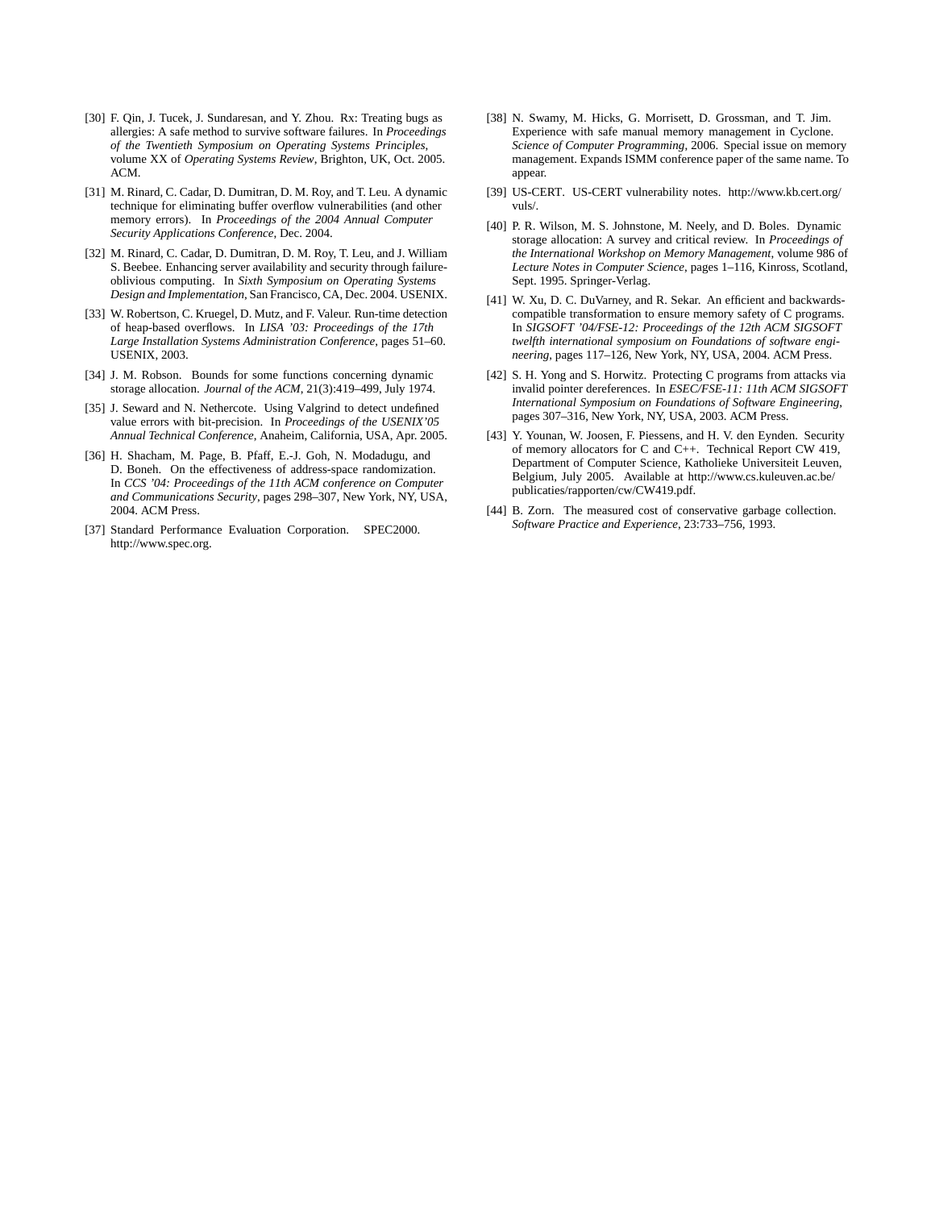[30] F. Qin, J. Tucek, J. Sundaresan, and Y. Zhou. Rx: Treating bugs as allergies: A safe method to survive software failures. In *Proceedings of the Twentieth Symposium on Operating Systems Principles*, volume XX of *Operating Systems Review*, Brighton, UK, Oct. 2005. ACM.

[31] M. Rinard, C. Cadar, D. Dumitran, D. M. Roy, and T. Leu. A dynamic technique for eliminating buffer overflow vulnerabilities (and other memory errors). In *Proceedings of the 2004 Annual Computer Security Applications Conference*, Dec. 2004.

[32] M. Rinard, C. Cadar, D. Dumitran, D. M. Roy, T. Leu, and J. William S. Beebee. Enhancing server availability and security through failure-oblivious computing. In *Sixth Symposium on Operating Systems Design and Implementation*, San Francisco, CA, Dec. 2004. USENIX.

[33] W. Robertson, C. Kruegel, D. Mutz, and F. Valeur. Run-time detection of heap-based overflows. In *LISA '03: Proceedings of the 17th Large Installation Systems Administration Conference*, pages 51–60. USENIX, 2003.

[34] J. M. Robson. Bounds for some functions concerning dynamic storage allocation. *Journal of the ACM*, 21(3):419–499, July 1974.

[35] J. Seward and N. Nethercote. Using Valgrind to detect undefined value errors with bit-precision. In *Proceedings of the USENIX'05 Annual Technical Conference*, Anaheim, California, USA, Apr. 2005.

[36] H. Shacham, M. Page, B. Pfaff, E.-J. Goh, N. Modadugu, and D. Boneh. On the effectiveness of address-space randomization. In *CCS '04: Proceedings of the 11th ACM conference on Computer and Communications Security*, pages 298–307, New York, NY, USA, 2004. ACM Press.

[37] Standard Performance Evaluation Corporation. SPEC2000. http://www.spec.org.

[38] N. Swamy, M. Hicks, G. Morrisett, D. Grossman, and T. Jim. Experience with safe manual memory management in Cyclone. *Science of Computer Programming*, 2006. Special issue on memory management. Expands ISMM conference paper of the same name. To appear.

[39] US-CERT. US-CERT vulnerability notes. http://www.kb.cert.org/vuls/.

[40] P. R. Wilson, M. S. Johnstone, M. Neely, and D. Boles. Dynamic storage allocation: A survey and critical review. In *Proceedings of the International Workshop on Memory Management*, volume 986 of *Lecture Notes in Computer Science*, pages 1–116, Kinross, Scotland, Sept. 1995. Springer-Verlag.

[41] W. Xu, D. C. DuVarney, and R. Sekar. An efficient and backwards-compatible transformation to ensure memory safety of C programs. In *SIGSOFT '04/FSE-12: Proceedings of the 12th ACM SIGSOFT twelfth international symposium on Foundations of software engineering*, pages 117–126, New York, NY, USA, 2004. ACM Press.

[42] S. H. Yong and S. Horwitz. Protecting C programs from attacks via invalid pointer dereferences. In *ESEC/FSE-11: 11th ACM SIGSOFT International Symposium on Foundations of Software Engineering*, pages 307–316, New York, NY, USA, 2003. ACM Press.

[43] Y. Younan, W. Joosen, F. Piessens, and H. V. den Eynden. Security of memory allocators for C and C++. Technical Report CW 419, Department of Computer Science, Katholieke Universiteit Leuven, Belgium, July 2005. Available at http://www.cs.kuleuven.ac.be/publicaties/rapporten/cw/CW419.pdf.

[44] B. Zorn. The measured cost of conservative garbage collection. *Software Practice and Experience*, 23:733–756, 1993.